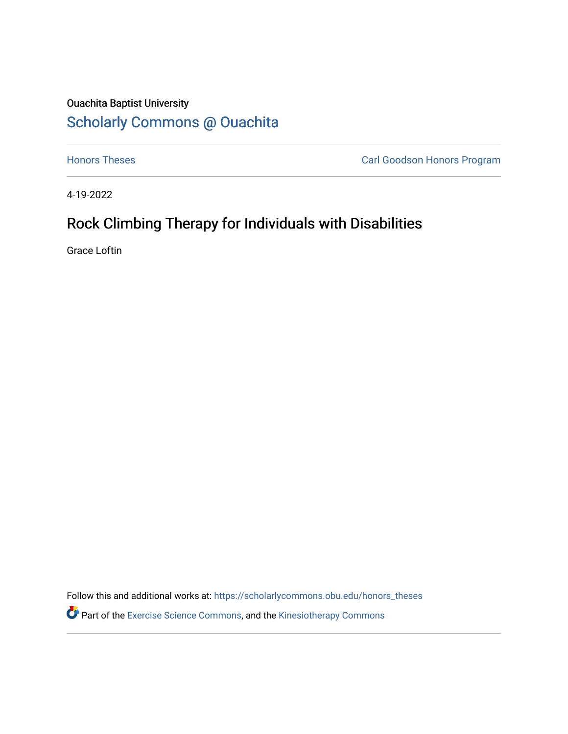Ouachita Baptist University

# Scholarly Commons @ Ouachita

Honors Theses

Carl Goodson Honors Program

4-19-2022

## Rock Climbing Therapy for Individuals with Disabilities

Grace Loftin

Follow this and additional works at: https://scholarlycommons.obu.edu/honors_theses

Part of the Exercise Science Commons, and the Kinesiotherapy Commons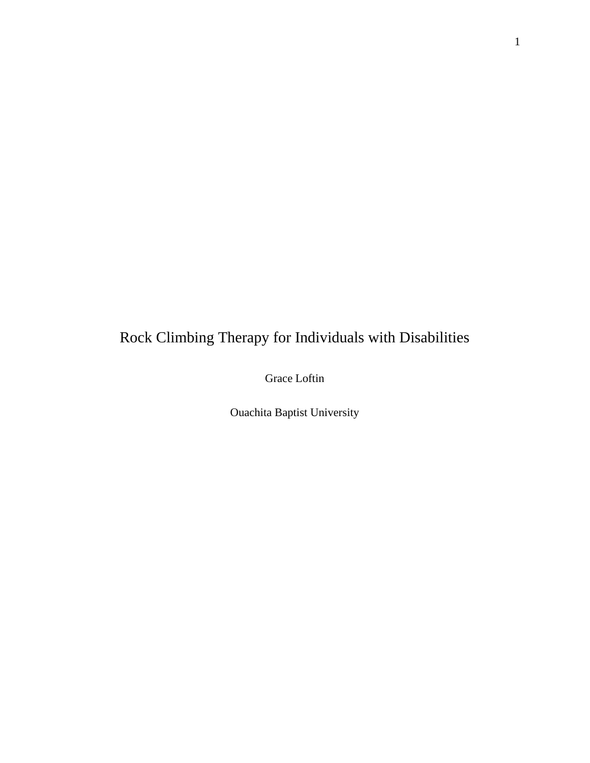# Rock Climbing Therapy for Individuals with Disabilities

Grace Loftin

Ouachita Baptist University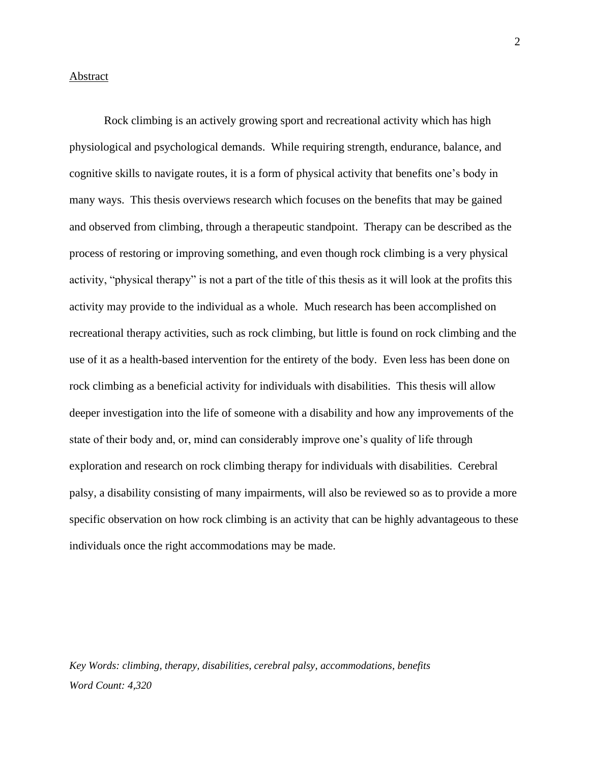## Abstract

Rock climbing is an actively growing sport and recreational activity which has high physiological and psychological demands. While requiring strength, endurance, balance, and cognitive skills to navigate routes, it is a form of physical activity that benefits one's body in many ways. This thesis overviews research which focuses on the benefits that may be gained and observed from climbing, through a therapeutic standpoint. Therapy can be described as the process of restoring or improving something, and even though rock climbing is a very physical activity, "physical therapy" is not a part of the title of this thesis as it will look at the profits this activity may provide to the individual as a whole. Much research has been accomplished on recreational therapy activities, such as rock climbing, but little is found on rock climbing and the use of it as a health-based intervention for the entirety of the body. Even less has been done on rock climbing as a beneficial activity for individuals with disabilities. This thesis will allow deeper investigation into the life of someone with a disability and how any improvements of the state of their body and, or, mind can considerably improve one's quality of life through exploration and research on rock climbing therapy for individuals with disabilities. Cerebral palsy, a disability consisting of many impairments, will also be reviewed so as to provide a more specific observation on how rock climbing is an activity that can be highly advantageous to these individuals once the right accommodations may be made.

*Key Words: climbing, therapy, disabilities, cerebral palsy, accommodations, benefits*
*Word Count: 4,320*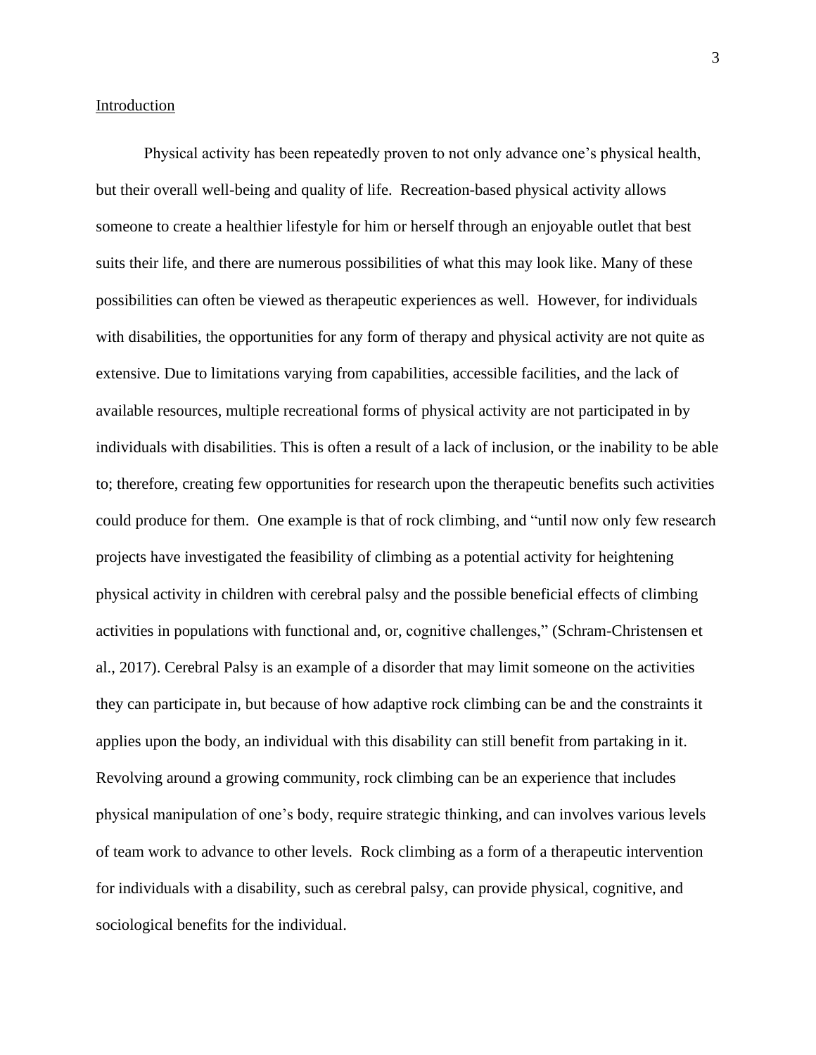## Introduction

Physical activity has been repeatedly proven to not only advance one's physical health, but their overall well-being and quality of life. Recreation-based physical activity allows someone to create a healthier lifestyle for him or herself through an enjoyable outlet that best suits their life, and there are numerous possibilities of what this may look like. Many of these possibilities can often be viewed as therapeutic experiences as well. However, for individuals with disabilities, the opportunities for any form of therapy and physical activity are not quite as extensive. Due to limitations varying from capabilities, accessible facilities, and the lack of available resources, multiple recreational forms of physical activity are not participated in by individuals with disabilities. This is often a result of a lack of inclusion, or the inability to be able to; therefore, creating few opportunities for research upon the therapeutic benefits such activities could produce for them. One example is that of rock climbing, and "until now only few research projects have investigated the feasibility of climbing as a potential activity for heightening physical activity in children with cerebral palsy and the possible beneficial effects of climbing activities in populations with functional and, or, cognitive challenges," (Schram-Christensen et al., 2017). Cerebral Palsy is an example of a disorder that may limit someone on the activities they can participate in, but because of how adaptive rock climbing can be and the constraints it applies upon the body, an individual with this disability can still benefit from partaking in it. Revolving around a growing community, rock climbing can be an experience that includes physical manipulation of one's body, require strategic thinking, and can involves various levels of team work to advance to other levels. Rock climbing as a form of a therapeutic intervention for individuals with a disability, such as cerebral palsy, can provide physical, cognitive, and sociological benefits for the individual.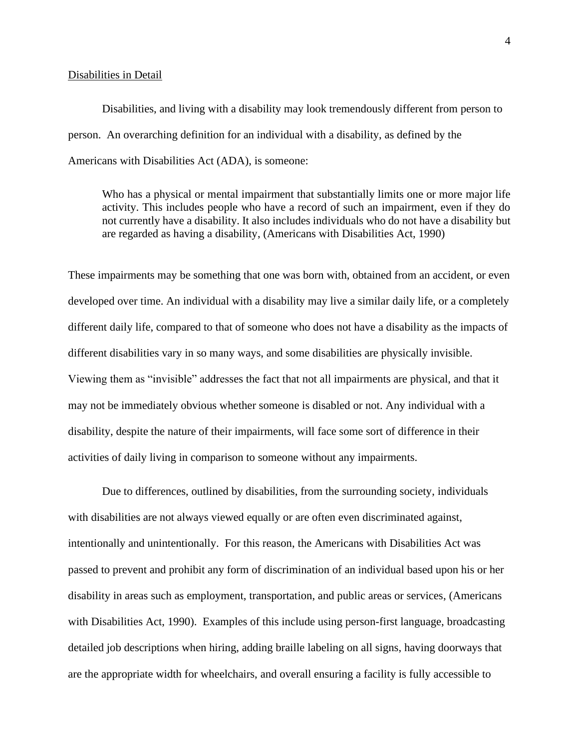Disabilities in Detail

Disabilities, and living with a disability may look tremendously different from person to person. An overarching definition for an individual with a disability, as defined by the Americans with Disabilities Act (ADA), is someone:

> Who has a physical or mental impairment that substantially limits one or more major life activity. This includes people who have a record of such an impairment, even if they do not currently have a disability. It also includes individuals who do not have a disability but are regarded as having a disability, (Americans with Disabilities Act, 1990)

These impairments may be something that one was born with, obtained from an accident, or even developed over time. An individual with a disability may live a similar daily life, or a completely different daily life, compared to that of someone who does not have a disability as the impacts of different disabilities vary in so many ways, and some disabilities are physically invisible. Viewing them as "invisible" addresses the fact that not all impairments are physical, and that it may not be immediately obvious whether someone is disabled or not. Any individual with a disability, despite the nature of their impairments, will face some sort of difference in their activities of daily living in comparison to someone without any impairments.

Due to differences, outlined by disabilities, from the surrounding society, individuals with disabilities are not always viewed equally or are often even discriminated against, intentionally and unintentionally. For this reason, the Americans with Disabilities Act was passed to prevent and prohibit any form of discrimination of an individual based upon his or her disability in areas such as employment, transportation, and public areas or services, (Americans with Disabilities Act, 1990). Examples of this include using person-first language, broadcasting detailed job descriptions when hiring, adding braille labeling on all signs, having doorways that are the appropriate width for wheelchairs, and overall ensuring a facility is fully accessible to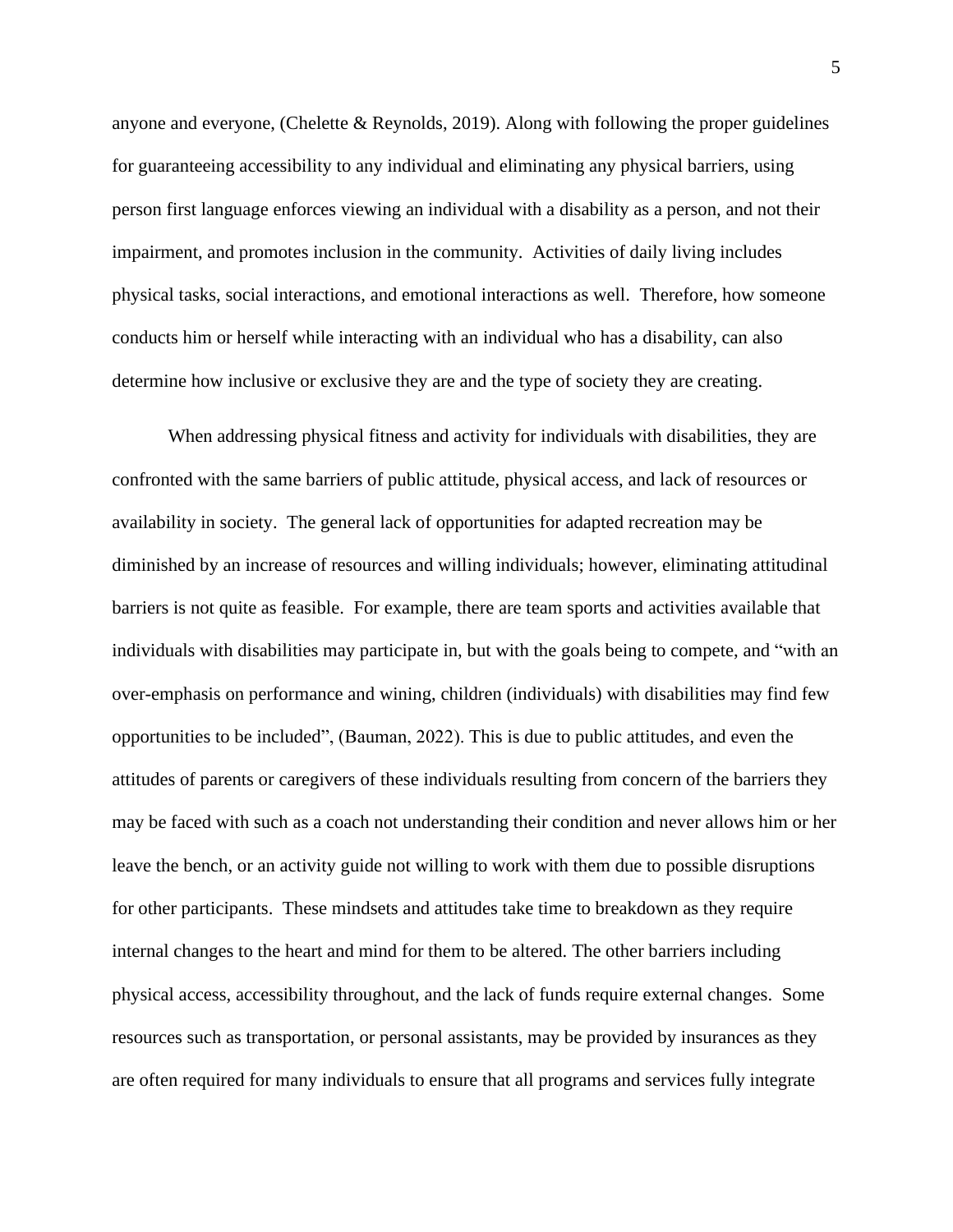anyone and everyone, (Chelette & Reynolds, 2019). Along with following the proper guidelines for guaranteeing accessibility to any individual and eliminating any physical barriers, using person first language enforces viewing an individual with a disability as a person, and not their impairment, and promotes inclusion in the community. Activities of daily living includes physical tasks, social interactions, and emotional interactions as well. Therefore, how someone conducts him or herself while interacting with an individual who has a disability, can also determine how inclusive or exclusive they are and the type of society they are creating.

When addressing physical fitness and activity for individuals with disabilities, they are confronted with the same barriers of public attitude, physical access, and lack of resources or availability in society. The general lack of opportunities for adapted recreation may be diminished by an increase of resources and willing individuals; however, eliminating attitudinal barriers is not quite as feasible. For example, there are team sports and activities available that individuals with disabilities may participate in, but with the goals being to compete, and "with an over-emphasis on performance and wining, children (individuals) with disabilities may find few opportunities to be included", (Bauman, 2022). This is due to public attitudes, and even the attitudes of parents or caregivers of these individuals resulting from concern of the barriers they may be faced with such as a coach not understanding their condition and never allows him or her leave the bench, or an activity guide not willing to work with them due to possible disruptions for other participants. These mindsets and attitudes take time to breakdown as they require internal changes to the heart and mind for them to be altered. The other barriers including physical access, accessibility throughout, and the lack of funds require external changes. Some resources such as transportation, or personal assistants, may be provided by insurances as they are often required for many individuals to ensure that all programs and services fully integrate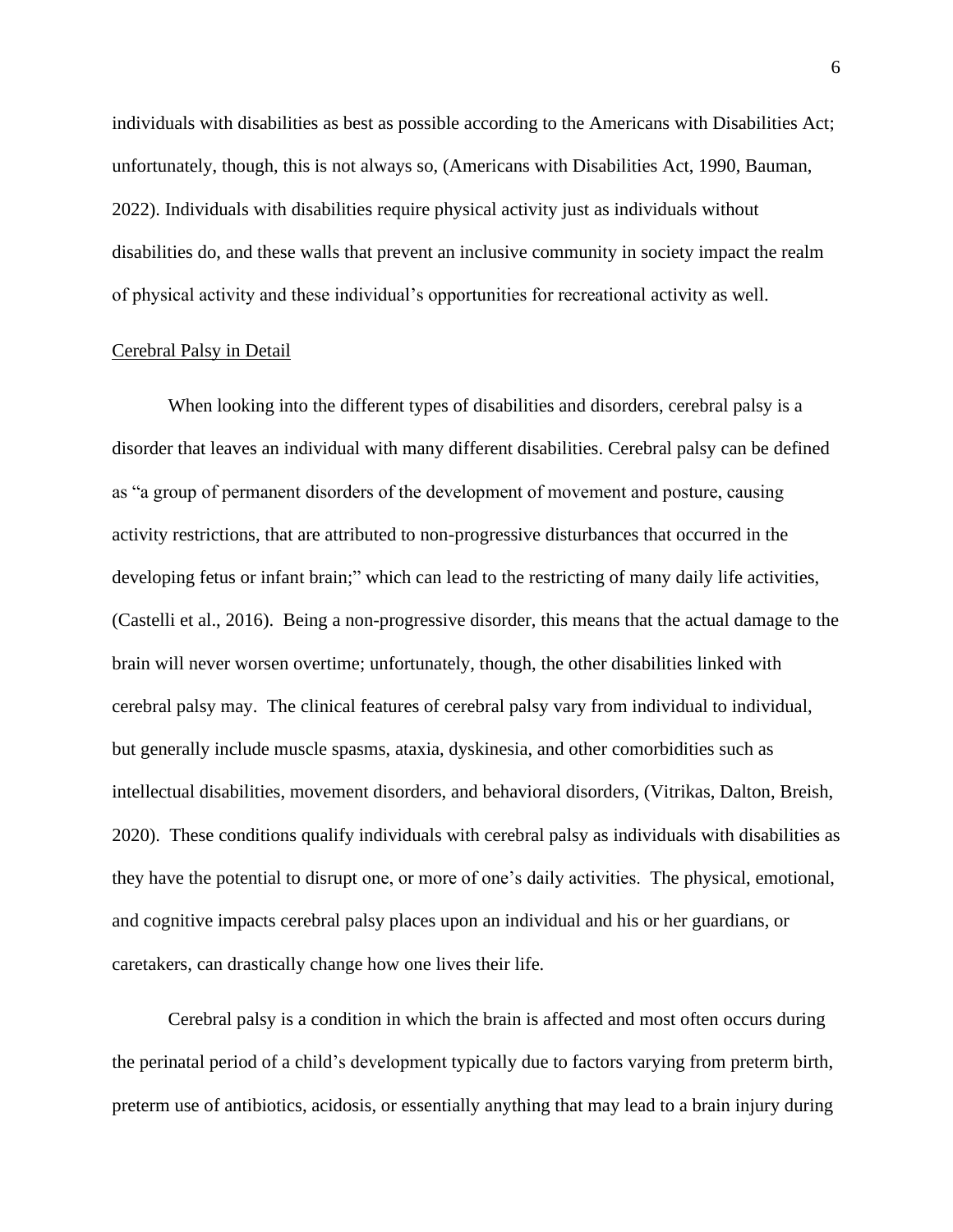individuals with disabilities as best as possible according to the Americans with Disabilities Act; unfortunately, though, this is not always so, (Americans with Disabilities Act, 1990, Bauman, 2022). Individuals with disabilities require physical activity just as individuals without disabilities do, and these walls that prevent an inclusive community in society impact the realm of physical activity and these individual's opportunities for recreational activity as well.

<u>Cerebral Palsy in Detail</u>

When looking into the different types of disabilities and disorders, cerebral palsy is a disorder that leaves an individual with many different disabilities. Cerebral palsy can be defined as "a group of permanent disorders of the development of movement and posture, causing activity restrictions, that are attributed to non-progressive disturbances that occurred in the developing fetus or infant brain;" which can lead to the restricting of many daily life activities, (Castelli et al., 2016). Being a non-progressive disorder, this means that the actual damage to the brain will never worsen overtime; unfortunately, though, the other disabilities linked with cerebral palsy may. The clinical features of cerebral palsy vary from individual to individual, but generally include muscle spasms, ataxia, dyskinesia, and other comorbidities such as intellectual disabilities, movement disorders, and behavioral disorders, (Vitrikas, Dalton, Breish, 2020). These conditions qualify individuals with cerebral palsy as individuals with disabilities as they have the potential to disrupt one, or more of one's daily activities. The physical, emotional, and cognitive impacts cerebral palsy places upon an individual and his or her guardians, or caretakers, can drastically change how one lives their life.

Cerebral palsy is a condition in which the brain is affected and most often occurs during the perinatal period of a child's development typically due to factors varying from preterm birth, preterm use of antibiotics, acidosis, or essentially anything that may lead to a brain injury during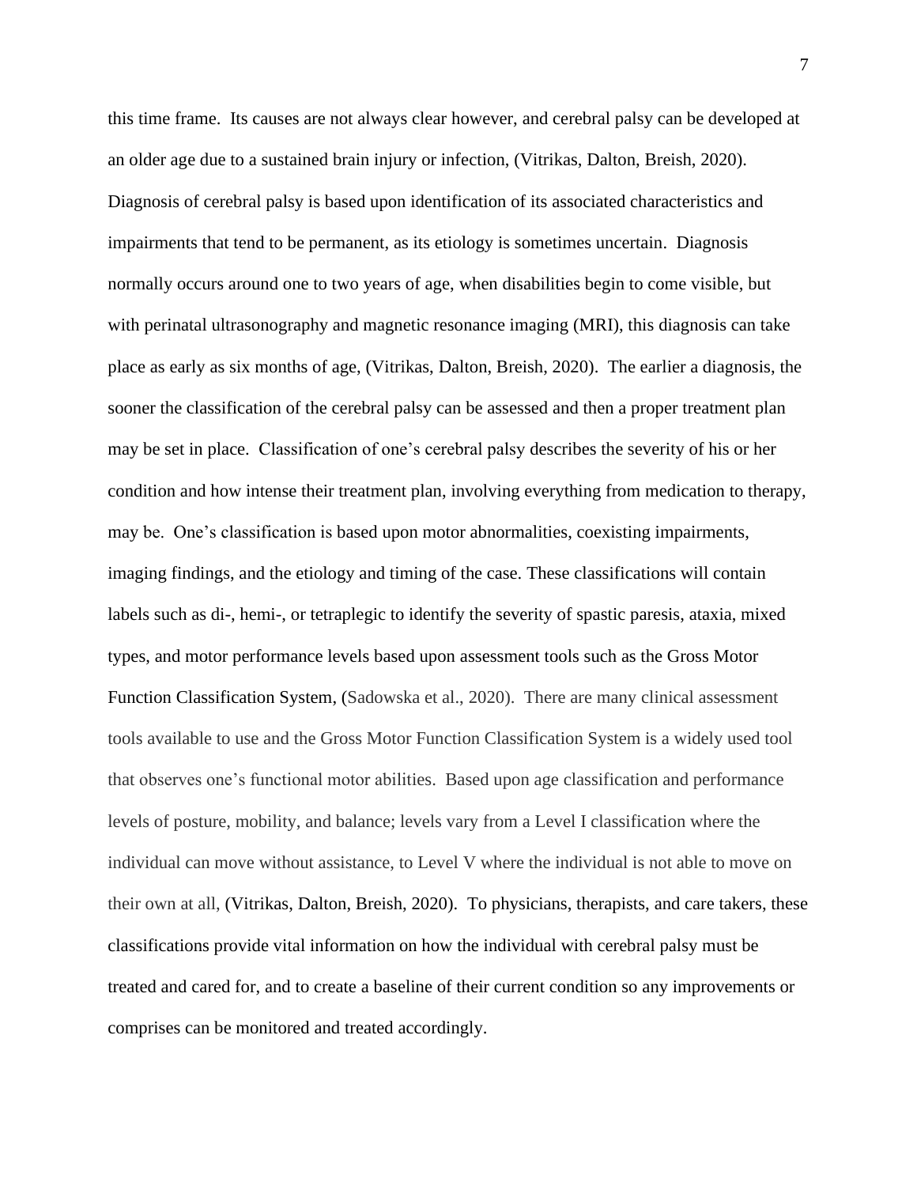this time frame. Its causes are not always clear however, and cerebral palsy can be developed at an older age due to a sustained brain injury or infection, (Vitrikas, Dalton, Breish, 2020). Diagnosis of cerebral palsy is based upon identification of its associated characteristics and impairments that tend to be permanent, as its etiology is sometimes uncertain. Diagnosis normally occurs around one to two years of age, when disabilities begin to come visible, but with perinatal ultrasonography and magnetic resonance imaging (MRI), this diagnosis can take place as early as six months of age, (Vitrikas, Dalton, Breish, 2020). The earlier a diagnosis, the sooner the classification of the cerebral palsy can be assessed and then a proper treatment plan may be set in place. Classification of one's cerebral palsy describes the severity of his or her condition and how intense their treatment plan, involving everything from medication to therapy, may be. One's classification is based upon motor abnormalities, coexisting impairments, imaging findings, and the etiology and timing of the case. These classifications will contain labels such as di-, hemi-, or tetraplegic to identify the severity of spastic paresis, ataxia, mixed types, and motor performance levels based upon assessment tools such as the Gross Motor Function Classification System, (Sadowska et al., 2020). There are many clinical assessment tools available to use and the Gross Motor Function Classification System is a widely used tool that observes one's functional motor abilities. Based upon age classification and performance levels of posture, mobility, and balance; levels vary from a Level I classification where the individual can move without assistance, to Level V where the individual is not able to move on their own at all, (Vitrikas, Dalton, Breish, 2020). To physicians, therapists, and care takers, these classifications provide vital information on how the individual with cerebral palsy must be treated and cared for, and to create a baseline of their current condition so any improvements or comprises can be monitored and treated accordingly.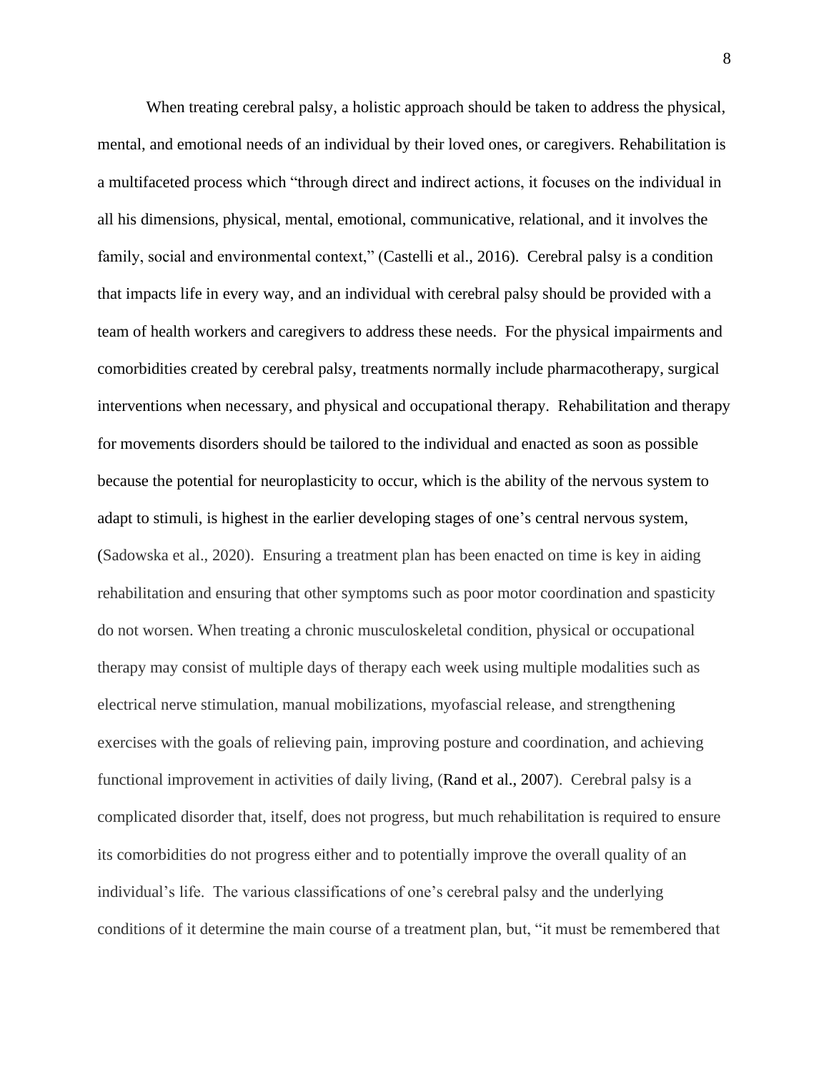When treating cerebral palsy, a holistic approach should be taken to address the physical, mental, and emotional needs of an individual by their loved ones, or caregivers. Rehabilitation is a multifaceted process which "through direct and indirect actions, it focuses on the individual in all his dimensions, physical, mental, emotional, communicative, relational, and it involves the family, social and environmental context," (Castelli et al., 2016). Cerebral palsy is a condition that impacts life in every way, and an individual with cerebral palsy should be provided with a team of health workers and caregivers to address these needs. For the physical impairments and comorbidities created by cerebral palsy, treatments normally include pharmacotherapy, surgical interventions when necessary, and physical and occupational therapy. Rehabilitation and therapy for movements disorders should be tailored to the individual and enacted as soon as possible because the potential for neuroplasticity to occur, which is the ability of the nervous system to adapt to stimuli, is highest in the earlier developing stages of one's central nervous system, (Sadowska et al., 2020). Ensuring a treatment plan has been enacted on time is key in aiding rehabilitation and ensuring that other symptoms such as poor motor coordination and spasticity do not worsen. When treating a chronic musculoskeletal condition, physical or occupational therapy may consist of multiple days of therapy each week using multiple modalities such as electrical nerve stimulation, manual mobilizations, myofascial release, and strengthening exercises with the goals of relieving pain, improving posture and coordination, and achieving functional improvement in activities of daily living, (Rand et al., 2007). Cerebral palsy is a complicated disorder that, itself, does not progress, but much rehabilitation is required to ensure its comorbidities do not progress either and to potentially improve the overall quality of an individual's life. The various classifications of one's cerebral palsy and the underlying conditions of it determine the main course of a treatment plan, but, "it must be remembered that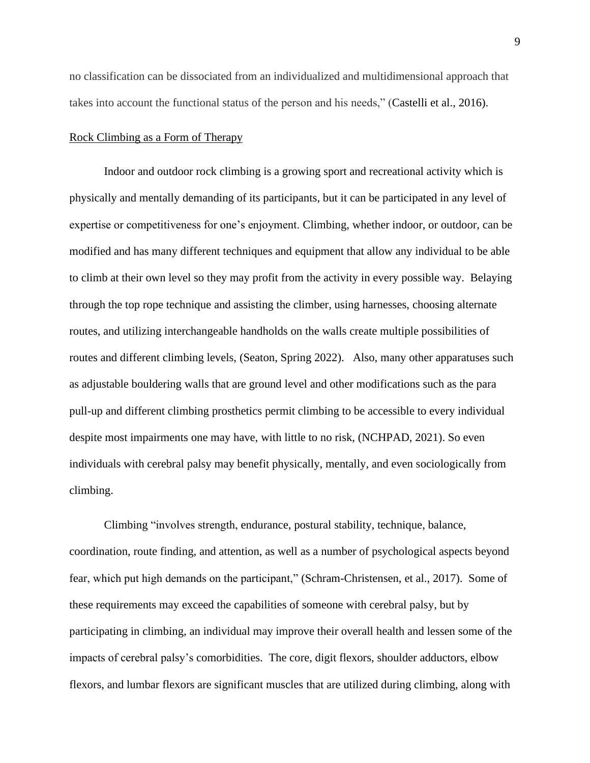no classification can be dissociated from an individualized and multidimensional approach that takes into account the functional status of the person and his needs," (Castelli et al., 2016).

## Rock Climbing as a Form of Therapy

Indoor and outdoor rock climbing is a growing sport and recreational activity which is physically and mentally demanding of its participants, but it can be participated in any level of expertise or competitiveness for one's enjoyment. Climbing, whether indoor, or outdoor, can be modified and has many different techniques and equipment that allow any individual to be able to climb at their own level so they may profit from the activity in every possible way. Belaying through the top rope technique and assisting the climber, using harnesses, choosing alternate routes, and utilizing interchangeable handholds on the walls create multiple possibilities of routes and different climbing levels, (Seaton, Spring 2022). Also, many other apparatuses such as adjustable bouldering walls that are ground level and other modifications such as the para pull-up and different climbing prosthetics permit climbing to be accessible to every individual despite most impairments one may have, with little to no risk, (NCHPAD, 2021). So even individuals with cerebral palsy may benefit physically, mentally, and even sociologically from climbing.

Climbing "involves strength, endurance, postural stability, technique, balance, coordination, route finding, and attention, as well as a number of psychological aspects beyond fear, which put high demands on the participant," (Schram-Christensen, et al., 2017). Some of these requirements may exceed the capabilities of someone with cerebral palsy, but by participating in climbing, an individual may improve their overall health and lessen some of the impacts of cerebral palsy's comorbidities. The core, digit flexors, shoulder adductors, elbow flexors, and lumbar flexors are significant muscles that are utilized during climbing, along with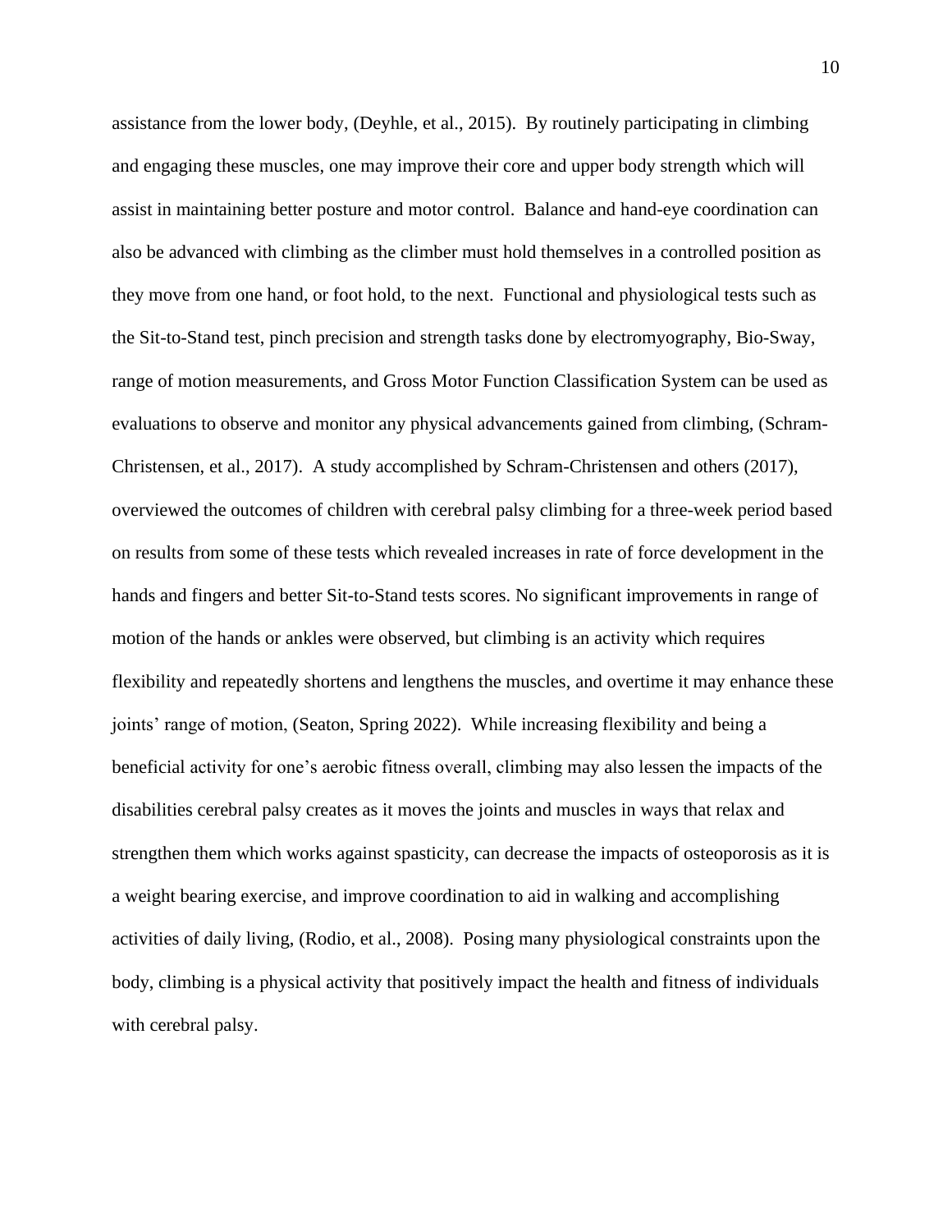assistance from the lower body, (Deyhle, et al., 2015). By routinely participating in climbing and engaging these muscles, one may improve their core and upper body strength which will assist in maintaining better posture and motor control. Balance and hand-eye coordination can also be advanced with climbing as the climber must hold themselves in a controlled position as they move from one hand, or foot hold, to the next. Functional and physiological tests such as the Sit-to-Stand test, pinch precision and strength tasks done by electromyography, Bio-Sway, range of motion measurements, and Gross Motor Function Classification System can be used as evaluations to observe and monitor any physical advancements gained from climbing, (Schram-Christensen, et al., 2017). A study accomplished by Schram-Christensen and others (2017), overviewed the outcomes of children with cerebral palsy climbing for a three-week period based on results from some of these tests which revealed increases in rate of force development in the hands and fingers and better Sit-to-Stand tests scores. No significant improvements in range of motion of the hands or ankles were observed, but climbing is an activity which requires flexibility and repeatedly shortens and lengthens the muscles, and overtime it may enhance these joints' range of motion, (Seaton, Spring 2022). While increasing flexibility and being a beneficial activity for one's aerobic fitness overall, climbing may also lessen the impacts of the disabilities cerebral palsy creates as it moves the joints and muscles in ways that relax and strengthen them which works against spasticity, can decrease the impacts of osteoporosis as it is a weight bearing exercise, and improve coordination to aid in walking and accomplishing activities of daily living, (Rodio, et al., 2008). Posing many physiological constraints upon the body, climbing is a physical activity that positively impact the health and fitness of individuals with cerebral palsy.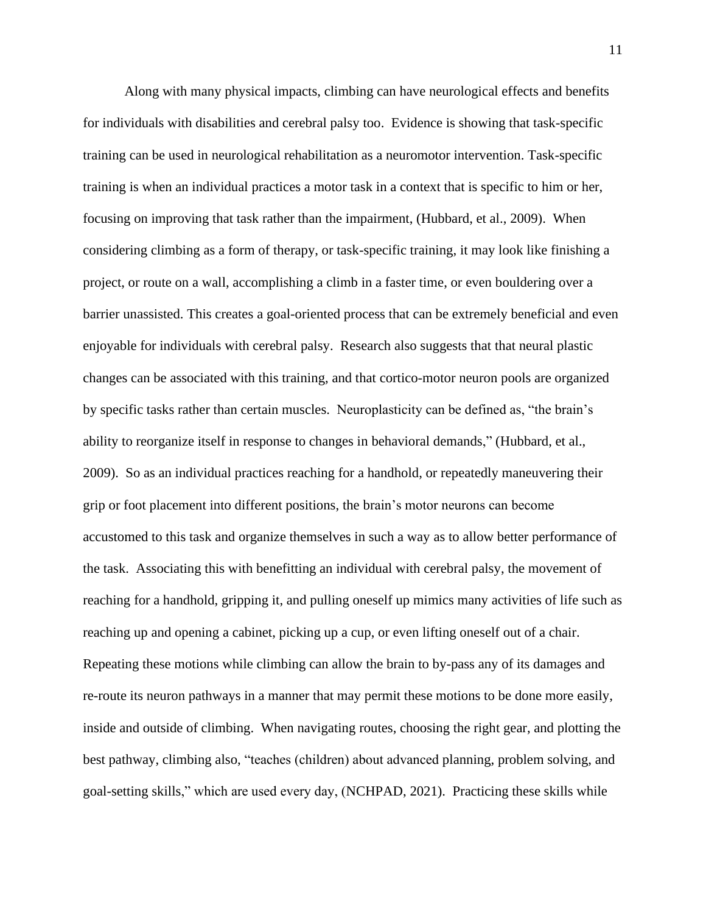Along with many physical impacts, climbing can have neurological effects and benefits for individuals with disabilities and cerebral palsy too. Evidence is showing that task-specific training can be used in neurological rehabilitation as a neuromotor intervention. Task-specific training is when an individual practices a motor task in a context that is specific to him or her, focusing on improving that task rather than the impairment, (Hubbard, et al., 2009). When considering climbing as a form of therapy, or task-specific training, it may look like finishing a project, or route on a wall, accomplishing a climb in a faster time, or even bouldering over a barrier unassisted. This creates a goal-oriented process that can be extremely beneficial and even enjoyable for individuals with cerebral palsy. Research also suggests that that neural plastic changes can be associated with this training, and that cortico-motor neuron pools are organized by specific tasks rather than certain muscles. Neuroplasticity can be defined as, "the brain's ability to reorganize itself in response to changes in behavioral demands," (Hubbard, et al., 2009). So as an individual practices reaching for a handhold, or repeatedly maneuvering their grip or foot placement into different positions, the brain's motor neurons can become accustomed to this task and organize themselves in such a way as to allow better performance of the task. Associating this with benefitting an individual with cerebral palsy, the movement of reaching for a handhold, gripping it, and pulling oneself up mimics many activities of life such as reaching up and opening a cabinet, picking up a cup, or even lifting oneself out of a chair. Repeating these motions while climbing can allow the brain to by-pass any of its damages and re-route its neuron pathways in a manner that may permit these motions to be done more easily, inside and outside of climbing. When navigating routes, choosing the right gear, and plotting the best pathway, climbing also, "teaches (children) about advanced planning, problem solving, and goal-setting skills," which are used every day, (NCHPAD, 2021). Practicing these skills while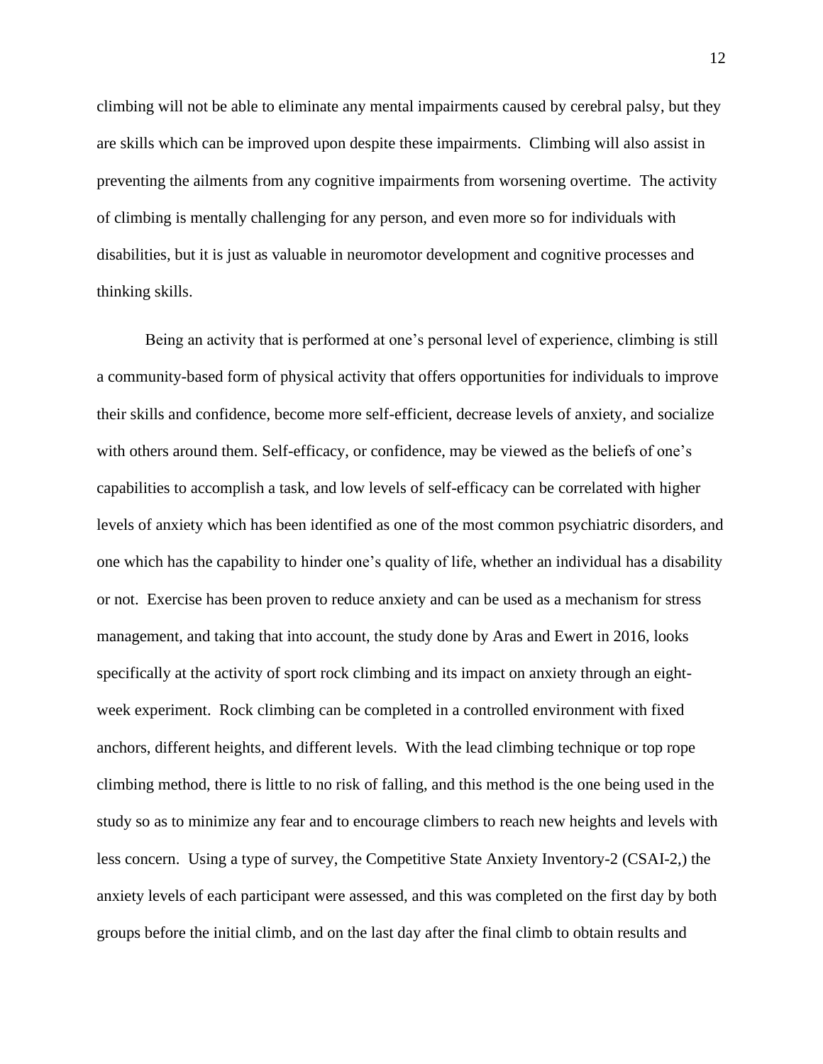climbing will not be able to eliminate any mental impairments caused by cerebral palsy, but they are skills which can be improved upon despite these impairments. Climbing will also assist in preventing the ailments from any cognitive impairments from worsening overtime. The activity of climbing is mentally challenging for any person, and even more so for individuals with disabilities, but it is just as valuable in neuromotor development and cognitive processes and thinking skills.

Being an activity that is performed at one's personal level of experience, climbing is still a community-based form of physical activity that offers opportunities for individuals to improve their skills and confidence, become more self-efficient, decrease levels of anxiety, and socialize with others around them. Self-efficacy, or confidence, may be viewed as the beliefs of one's capabilities to accomplish a task, and low levels of self-efficacy can be correlated with higher levels of anxiety which has been identified as one of the most common psychiatric disorders, and one which has the capability to hinder one's quality of life, whether an individual has a disability or not. Exercise has been proven to reduce anxiety and can be used as a mechanism for stress management, and taking that into account, the study done by Aras and Ewert in 2016, looks specifically at the activity of sport rock climbing and its impact on anxiety through an eight-week experiment. Rock climbing can be completed in a controlled environment with fixed anchors, different heights, and different levels. With the lead climbing technique or top rope climbing method, there is little to no risk of falling, and this method is the one being used in the study so as to minimize any fear and to encourage climbers to reach new heights and levels with less concern. Using a type of survey, the Competitive State Anxiety Inventory-2 (CSAI-2,) the anxiety levels of each participant were assessed, and this was completed on the first day by both groups before the initial climb, and on the last day after the final climb to obtain results and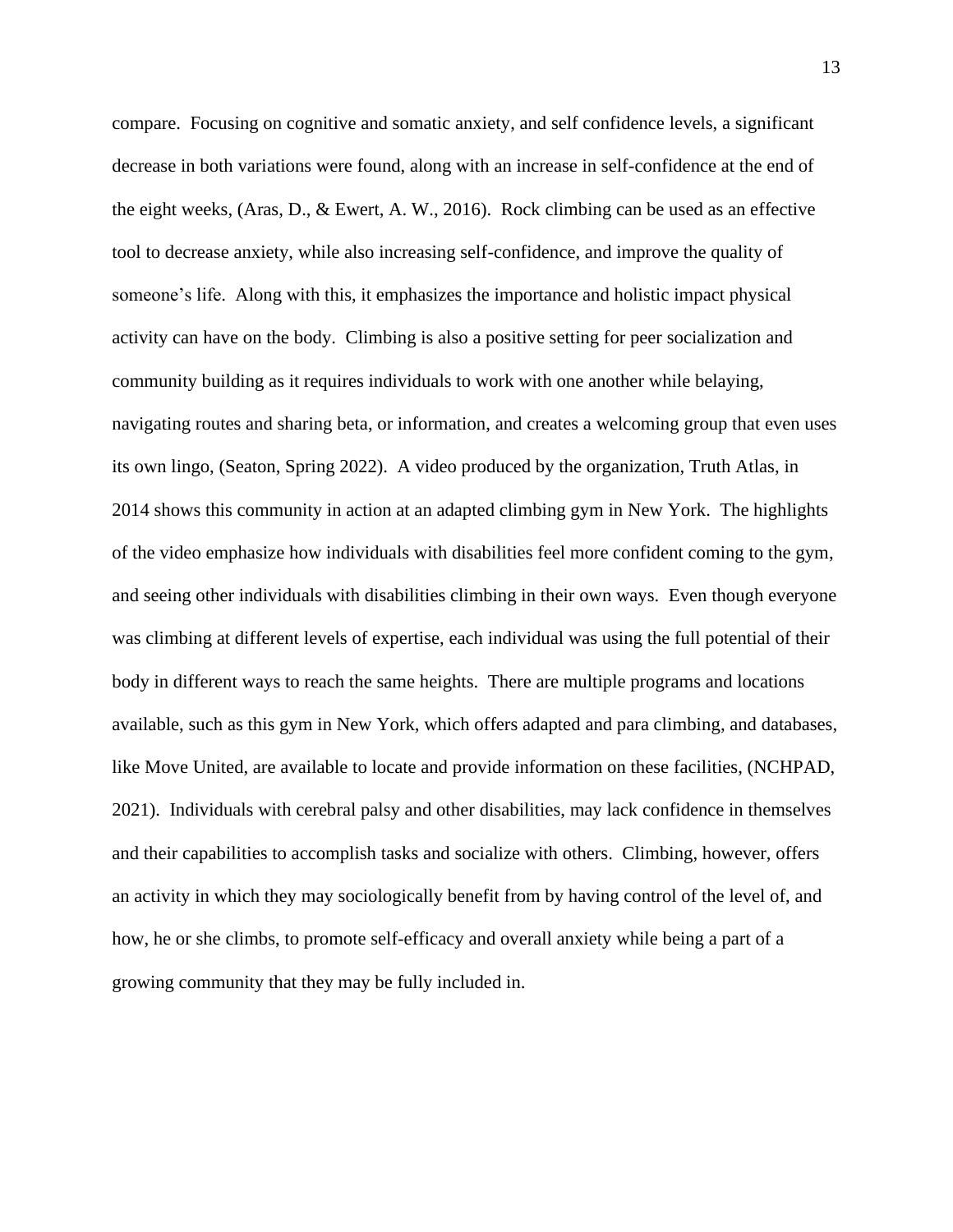compare.  Focusing on cognitive and somatic anxiety, and self confidence levels, a significant decrease in both variations were found, along with an increase in self-confidence at the end of the eight weeks, (Aras, D., & Ewert, A. W., 2016).  Rock climbing can be used as an effective tool to decrease anxiety, while also increasing self-confidence, and improve the quality of someone's life.  Along with this, it emphasizes the importance and holistic impact physical activity can have on the body.  Climbing is also a positive setting for peer socialization and community building as it requires individuals to work with one another while belaying, navigating routes and sharing beta, or information, and creates a welcoming group that even uses its own lingo, (Seaton, Spring 2022).  A video produced by the organization, Truth Atlas, in 2014 shows this community in action at an adapted climbing gym in New York.  The highlights of the video emphasize how individuals with disabilities feel more confident coming to the gym, and seeing other individuals with disabilities climbing in their own ways.  Even though everyone was climbing at different levels of expertise, each individual was using the full potential of their body in different ways to reach the same heights.  There are multiple programs and locations available, such as this gym in New York, which offers adapted and para climbing, and databases, like Move United, are available to locate and provide information on these facilities, (NCHPAD, 2021).  Individuals with cerebral palsy and other disabilities, may lack confidence in themselves and their capabilities to accomplish tasks and socialize with others.  Climbing, however, offers an activity in which they may sociologically benefit from by having control of the level of, and how, he or she climbs, to promote self-efficacy and overall anxiety while being a part of a growing community that they may be fully included in.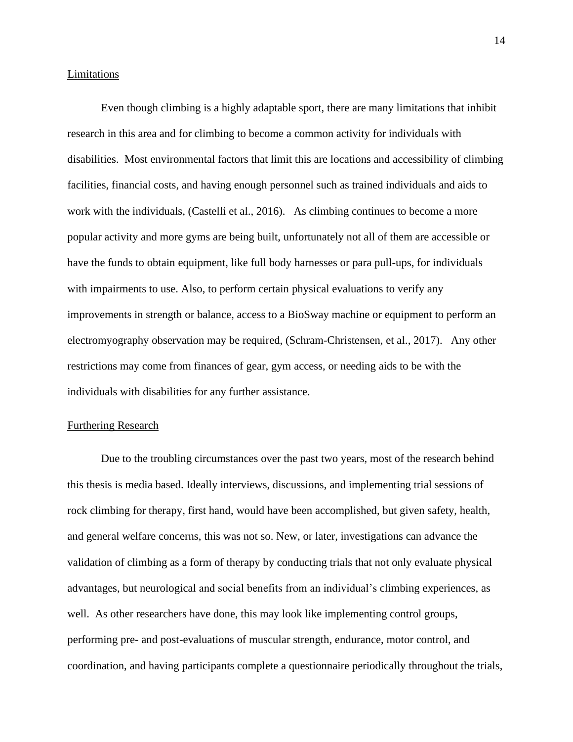## Limitations

Even though climbing is a highly adaptable sport, there are many limitations that inhibit research in this area and for climbing to become a common activity for individuals with disabilities. Most environmental factors that limit this are locations and accessibility of climbing facilities, financial costs, and having enough personnel such as trained individuals and aids to work with the individuals, (Castelli et al., 2016). As climbing continues to become a more popular activity and more gyms are being built, unfortunately not all of them are accessible or have the funds to obtain equipment, like full body harnesses or para pull-ups, for individuals with impairments to use. Also, to perform certain physical evaluations to verify any improvements in strength or balance, access to a BioSway machine or equipment to perform an electromyography observation may be required, (Schram-Christensen, et al., 2017). Any other restrictions may come from finances of gear, gym access, or needing aids to be with the individuals with disabilities for any further assistance.

## Furthering Research

Due to the troubling circumstances over the past two years, most of the research behind this thesis is media based. Ideally interviews, discussions, and implementing trial sessions of rock climbing for therapy, first hand, would have been accomplished, but given safety, health, and general welfare concerns, this was not so. New, or later, investigations can advance the validation of climbing as a form of therapy by conducting trials that not only evaluate physical advantages, but neurological and social benefits from an individual's climbing experiences, as well. As other researchers have done, this may look like implementing control groups, performing pre- and post-evaluations of muscular strength, endurance, motor control, and coordination, and having participants complete a questionnaire periodically throughout the trials,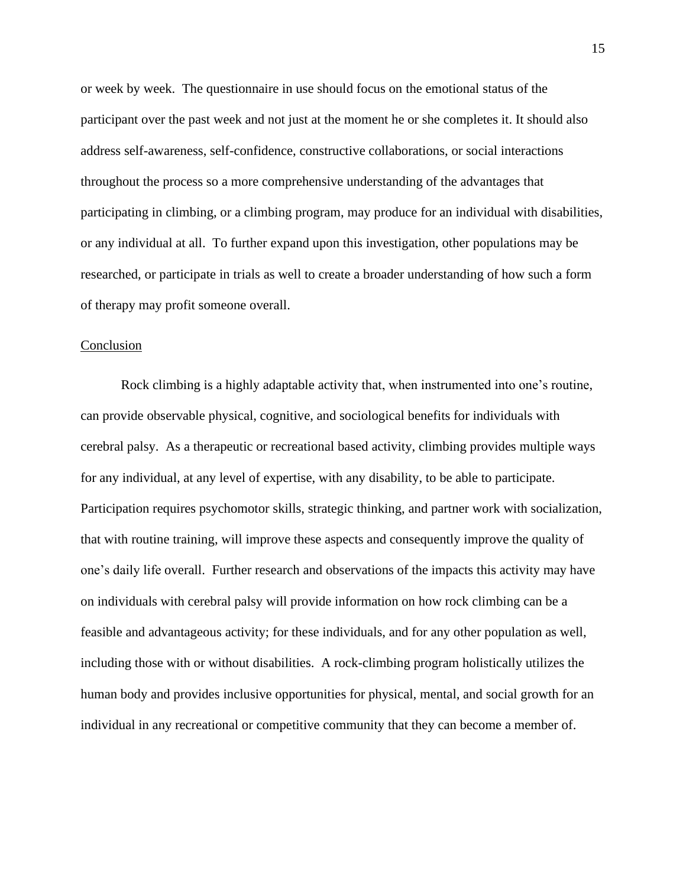or week by week. The questionnaire in use should focus on the emotional status of the participant over the past week and not just at the moment he or she completes it. It should also address self-awareness, self-confidence, constructive collaborations, or social interactions throughout the process so a more comprehensive understanding of the advantages that participating in climbing, or a climbing program, may produce for an individual with disabilities, or any individual at all. To further expand upon this investigation, other populations may be researched, or participate in trials as well to create a broader understanding of how such a form of therapy may profit someone overall.

## Conclusion

Rock climbing is a highly adaptable activity that, when instrumented into one's routine, can provide observable physical, cognitive, and sociological benefits for individuals with cerebral palsy. As a therapeutic or recreational based activity, climbing provides multiple ways for any individual, at any level of expertise, with any disability, to be able to participate. Participation requires psychomotor skills, strategic thinking, and partner work with socialization, that with routine training, will improve these aspects and consequently improve the quality of one's daily life overall. Further research and observations of the impacts this activity may have on individuals with cerebral palsy will provide information on how rock climbing can be a feasible and advantageous activity; for these individuals, and for any other population as well, including those with or without disabilities. A rock-climbing program holistically utilizes the human body and provides inclusive opportunities for physical, mental, and social growth for an individual in any recreational or competitive community that they can become a member of.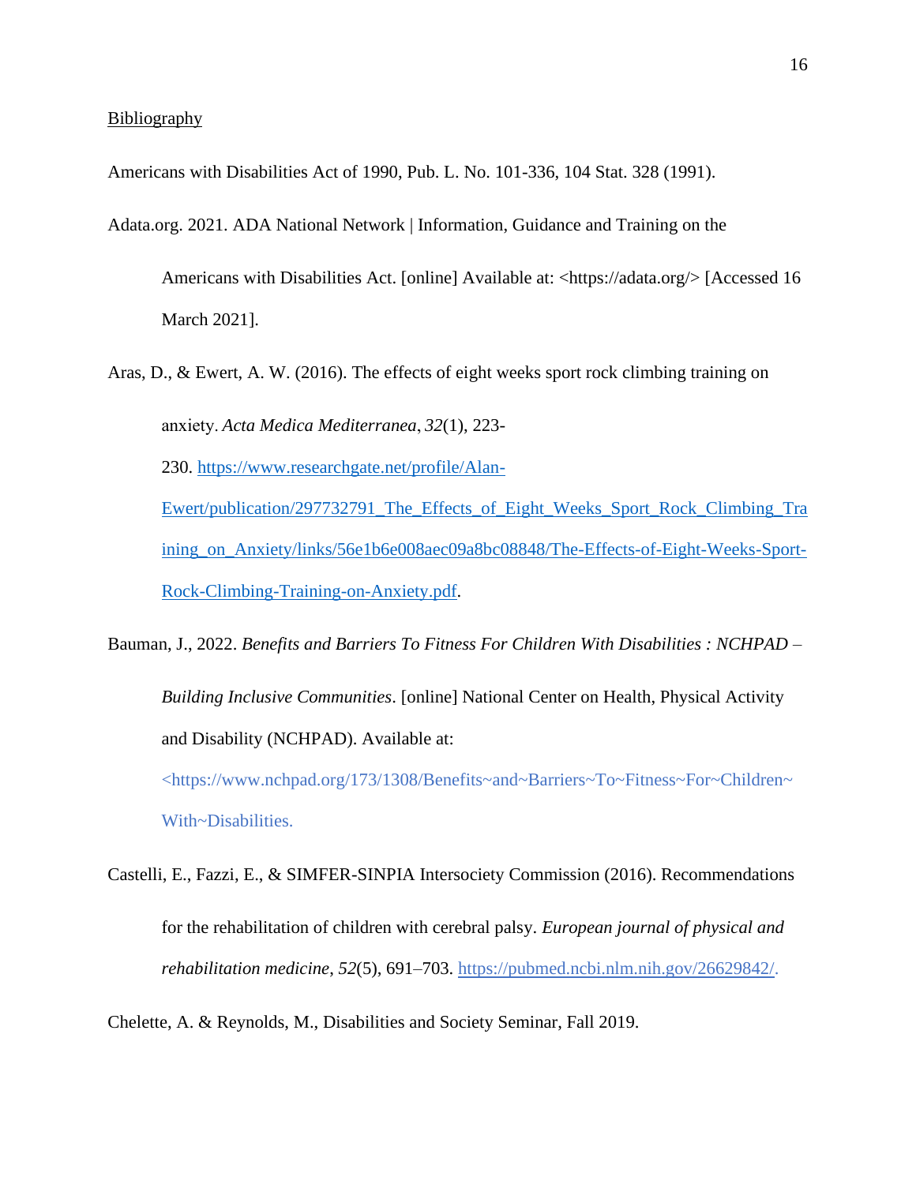Bibliography

Americans with Disabilities Act of 1990, Pub. L. No. 101-336, 104 Stat. 328 (1991).

Adata.org. 2021. ADA National Network | Information, Guidance and Training on the Americans with Disabilities Act. [online] Available at: <https://adata.org/> [Accessed 16 March 2021].

Aras, D., & Ewert, A. W. (2016). The effects of eight weeks sport rock climbing training on anxiety. *Acta Medica Mediterranea*, *32*(1), 223-230. https://www.researchgate.net/profile/Alan-Ewert/publication/297732791_The_Effects_of_Eight_Weeks_Sport_Rock_Climbing_Training_on_Anxiety/links/56e1b6e008aec09a8bc08848/The-Effects-of-Eight-Weeks-Sport-Rock-Climbing-Training-on-Anxiety.pdf.

Bauman, J., 2022. *Benefits and Barriers To Fitness For Children With Disabilities : NCHPAD – Building Inclusive Communities*. [online] National Center on Health, Physical Activity and Disability (NCHPAD). Available at: <https://www.nchpad.org/173/1308/Benefits~and~Barriers~To~Fitness~For~Children~With~Disabilities.

Castelli, E., Fazzi, E., & SIMFER-SINPIA Intersociety Commission (2016). Recommendations for the rehabilitation of children with cerebral palsy. *European journal of physical and rehabilitation medicine*, *52*(5), 691–703. https://pubmed.ncbi.nlm.nih.gov/26629842/.

Chelette, A. & Reynolds, M., Disabilities and Society Seminar, Fall 2019.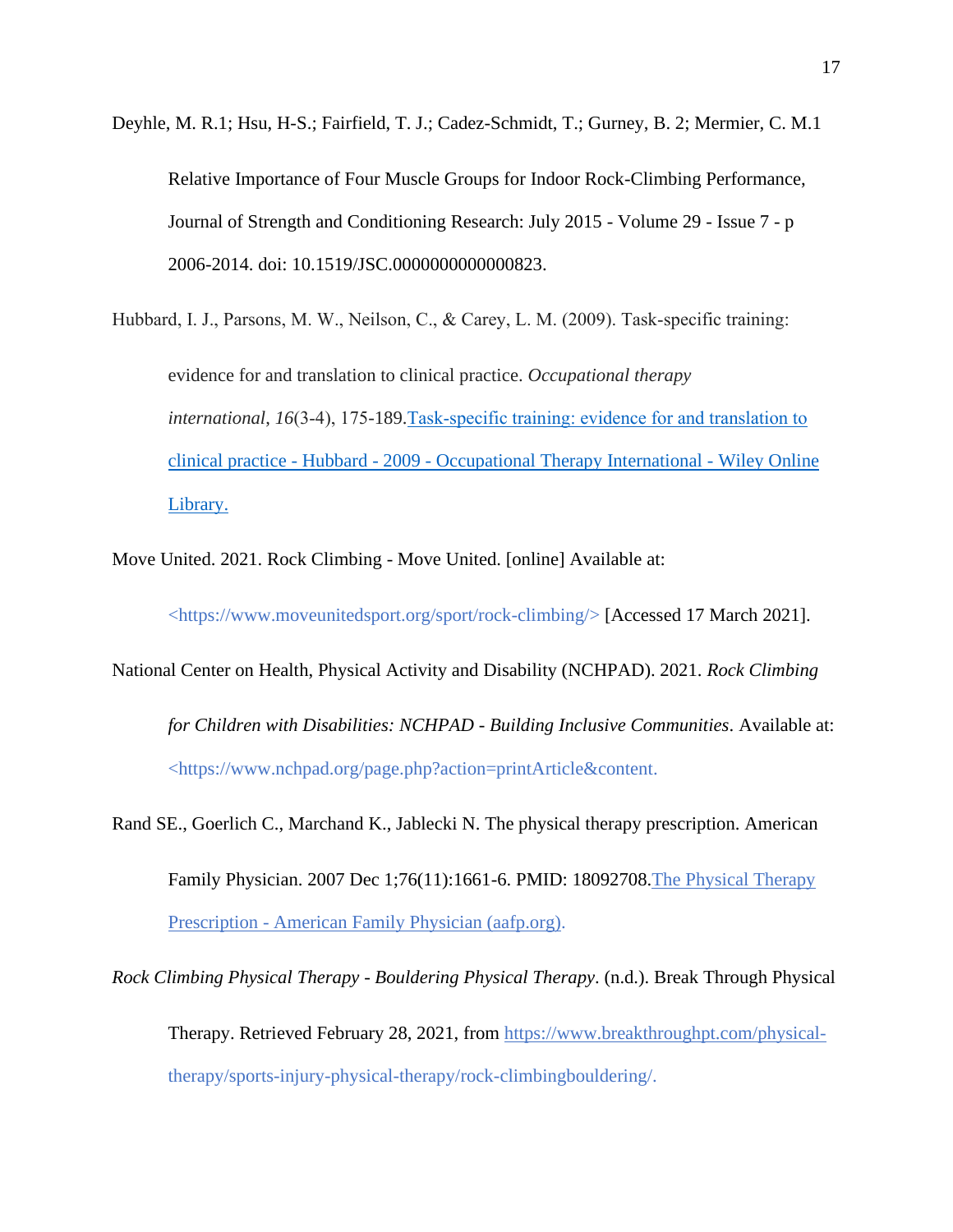Deyhle, M. R.1; Hsu, H-S.; Fairfield, T. J.; Cadez-Schmidt, T.; Gurney, B. 2; Mermier, C. M.1

Relative Importance of Four Muscle Groups for Indoor Rock-Climbing Performance, Journal of Strength and Conditioning Research: July 2015 - Volume 29 - Issue 7 - p 2006-2014. doi: 10.1519/JSC.0000000000000823.

Hubbard, I. J., Parsons, M. W., Neilson, C., & Carey, L. M. (2009). Task-specific training: evidence for and translation to clinical practice. *Occupational therapy international*, *16*(3-4), 175-189. Task-specific training: evidence for and translation to clinical practice - Hubbard - 2009 - Occupational Therapy International - Wiley Online Library.

Move United. 2021. Rock Climbing - Move United. [online] Available at: <https://www.moveunitedsport.org/sport/rock-climbing/> [Accessed 17 March 2021].

National Center on Health, Physical Activity and Disability (NCHPAD). 2021. *Rock Climbing for Children with Disabilities: NCHPAD - Building Inclusive Communities*. Available at: <https://www.nchpad.org/page.php?action=printArticle&content.

Rand SE., Goerlich C., Marchand K., Jablecki N. The physical therapy prescription. American Family Physician. 2007 Dec 1;76(11):1661-6. PMID: 18092708. The Physical Therapy Prescription - American Family Physician (aafp.org).

*Rock Climbing Physical Therapy - Bouldering Physical Therapy*. (n.d.). Break Through Physical Therapy. Retrieved February 28, 2021, from https://www.breakthroughpt.com/physical-therapy/sports-injury-physical-therapy/rock-climbingbouldering/.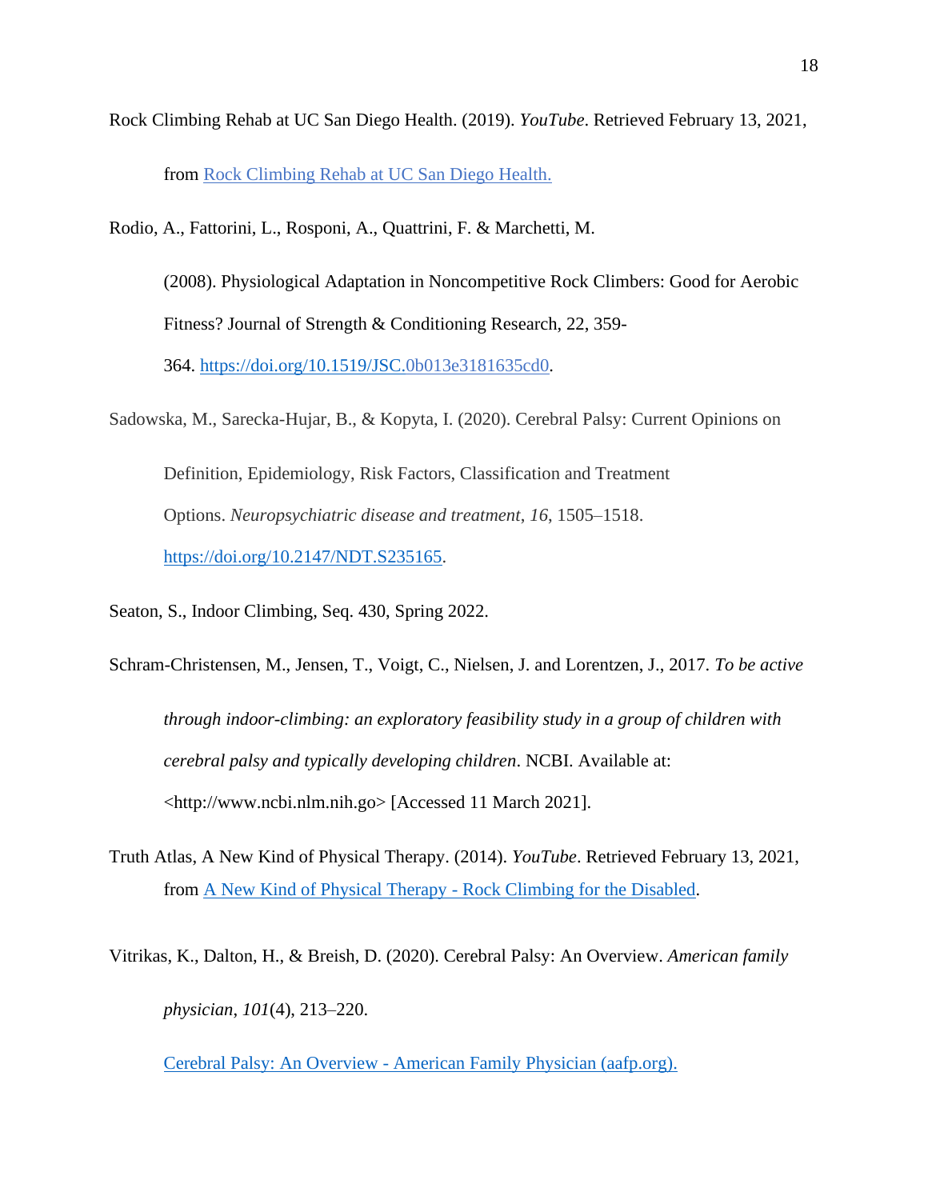Rock Climbing Rehab at UC San Diego Health. (2019). *YouTube*. Retrieved February 13, 2021, from [Rock Climbing Rehab at UC San Diego Health.]()

Rodio, A., Fattorini, L., Rosponi, A., Quattrini, F. & Marchetti, M. (2008). Physiological Adaptation in Noncompetitive Rock Climbers: Good for Aerobic Fitness? Journal of Strength & Conditioning Research, 22, 359-364. https://doi.org/10.1519/JSC.0b013e3181635cd0.

Sadowska, M., Sarecka-Hujar, B., & Kopyta, I. (2020). Cerebral Palsy: Current Opinions on Definition, Epidemiology, Risk Factors, Classification and Treatment Options. *Neuropsychiatric disease and treatment*, *16*, 1505–1518. https://doi.org/10.2147/NDT.S235165.

Seaton, S., Indoor Climbing, Seq. 430, Spring 2022.

Schram-Christensen, M., Jensen, T., Voigt, C., Nielsen, J. and Lorentzen, J., 2017. *To be active through indoor-climbing: an exploratory feasibility study in a group of children with cerebral palsy and typically developing children*. NCBI. Available at: <http://www.ncbi.nlm.nih.go> [Accessed 11 March 2021].

Truth Atlas, A New Kind of Physical Therapy. (2014). *YouTube*. Retrieved February 13, 2021, from [A New Kind of Physical Therapy - Rock Climbing for the Disabled]().

Vitrikas, K., Dalton, H., & Breish, D. (2020). Cerebral Palsy: An Overview. *American family physician*, *101*(4), 213–220. [Cerebral Palsy: An Overview - American Family Physician (aafp.org).]()